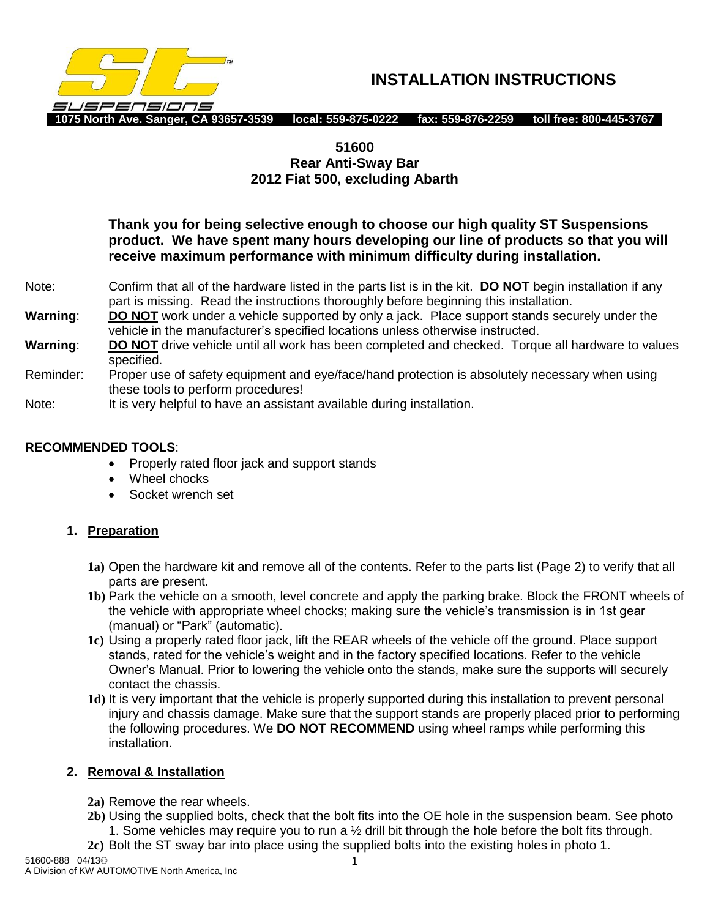# INSTALLATION INSTRUCTIONS

**1075 North Ave. Sanger, CA 93657-3539 local: 559-875-0222 fax: 559-876-2259 toll free: 800-445-3767**

## 51600
## Rear Anti-Sway Bar
## 2012 Fiat 500, excluding Abarth

**Thank you for being selective enough to choose our high quality ST Suspensions product. We have spent many hours developing our line of products so that you will receive maximum performance with minimum difficulty during installation.**

Note: Confirm that all of the hardware listed in the parts list is in the kit. **DO NOT** begin installation if any part is missing. Read the instructions thoroughly before beginning this installation.

**Warning**: **DO NOT** work under a vehicle supported by only a jack. Place support stands securely under the vehicle in the manufacturer's specified locations unless otherwise instructed.

**Warning**: **DO NOT** drive vehicle until all work has been completed and checked. Torque all hardware to values specified.

Reminder: Proper use of safety equipment and eye/face/hand protection is absolutely necessary when using these tools to perform procedures!

Note: It is very helpful to have an assistant available during installation.

**RECOMMENDED TOOLS**:

- Properly rated floor jack and support stands
- Wheel chocks
- Socket wrench set

### 1. Preparation

**1a)** Open the hardware kit and remove all of the contents. Refer to the parts list (Page 2) to verify that all parts are present.

**1b)** Park the vehicle on a smooth, level concrete and apply the parking brake. Block the FRONT wheels of the vehicle with appropriate wheel chocks; making sure the vehicle's transmission is in 1st gear (manual) or "Park" (automatic).

**1c)** Using a properly rated floor jack, lift the REAR wheels of the vehicle off the ground. Place support stands, rated for the vehicle's weight and in the factory specified locations. Refer to the vehicle Owner's Manual. Prior to lowering the vehicle onto the stands, make sure the supports will securely contact the chassis.

**1d)** It is very important that the vehicle is properly supported during this installation to prevent personal injury and chassis damage. Make sure that the support stands are properly placed prior to performing the following procedures. We **DO NOT RECOMMEND** using wheel ramps while performing this installation.

### 2. Removal & Installation

**2a)** Remove the rear wheels.

**2b)** Using the supplied bolts, check that the bolt fits into the OE hole in the suspension beam. See photo 1. Some vehicles may require you to run a ½ drill bit through the hole before the bolt fits through.

**2c)** Bolt the ST sway bar into place using the supplied bolts into the existing holes in photo 1.

51600-888 04/13©
A Division of KW AUTOMOTIVE North America, Inc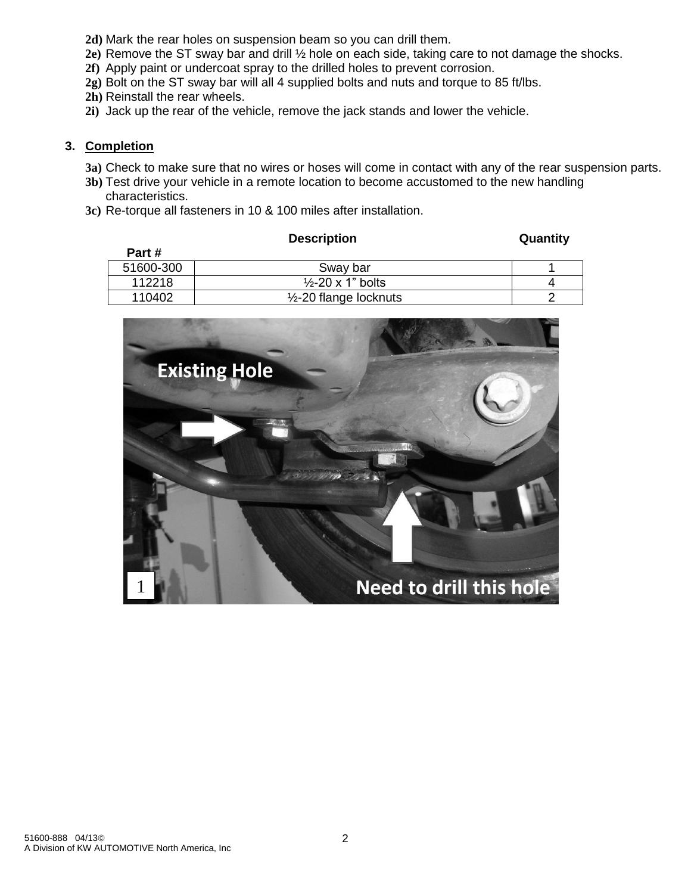**2d)** Mark the rear holes on suspension beam so you can drill them.
**2e)** Remove the ST sway bar and drill ½ hole on each side, taking care to not damage the shocks.
**2f)** Apply paint or undercoat spray to the drilled holes to prevent corrosion.
**2g)** Bolt on the ST sway bar will all 4 supplied bolts and nuts and torque to 85 ft/lbs.
**2h)** Reinstall the rear wheels.
**2i)** Jack up the rear of the vehicle, remove the jack stands and lower the vehicle.

## 3. Completion

**3a)** Check to make sure that no wires or hoses will come in contact with any of the rear suspension parts.
**3b)** Test drive your vehicle in a remote location to become accustomed to the new handling characteristics.
**3c)** Re-torque all fasteners in 10 & 100 miles after installation.

| Part # | Description | Quantity |
|---|---|---|
| 51600-300 | Sway bar | 1 |
| 112218 | ½-20 x 1" bolts | 4 |
| 110402 | ½-20 flange locknuts | 2 |

Existing Hole

Need to drill this hole

1